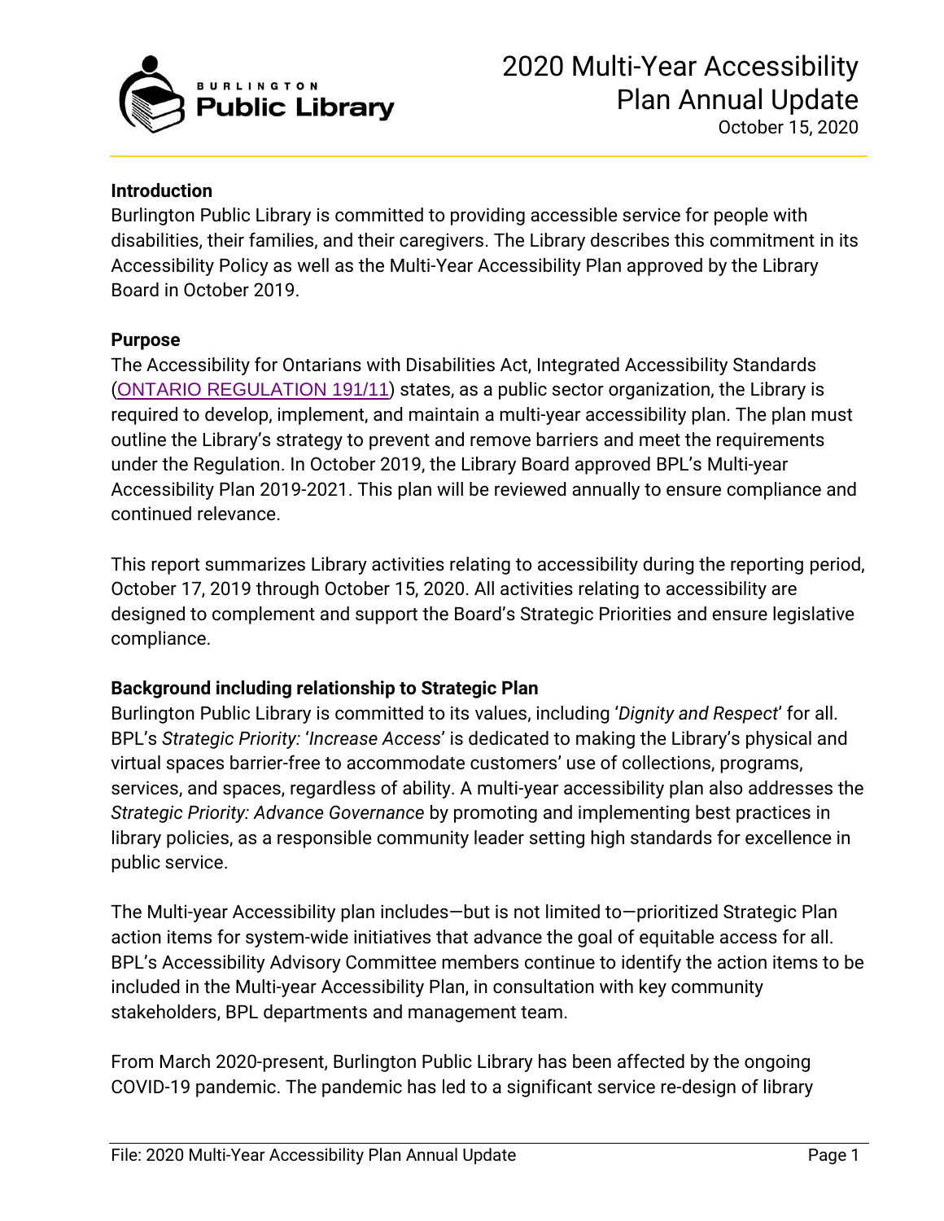# 2020 Multi-Year Accessibility Plan Annual Update

October 15, 2020

**Introduction**

Burlington Public Library is committed to providing accessible service for people with disabilities, their families, and their caregivers. The Library describes this commitment in its Accessibility Policy as well as the Multi-Year Accessibility Plan approved by the Library Board in October 2019.

**Purpose**

The Accessibility for Ontarians with Disabilities Act, Integrated Accessibility Standards (ONTARIO REGULATION 191/11) states, as a public sector organization, the Library is required to develop, implement, and maintain a multi-year accessibility plan. The plan must outline the Library's strategy to prevent and remove barriers and meet the requirements under the Regulation. In October 2019, the Library Board approved BPL's Multi-year Accessibility Plan 2019-2021. This plan will be reviewed annually to ensure compliance and continued relevance.

This report summarizes Library activities relating to accessibility during the reporting period, October 17, 2019 through October 15, 2020. All activities relating to accessibility are designed to complement and support the Board's Strategic Priorities and ensure legislative compliance.

**Background including relationship to Strategic Plan**

Burlington Public Library is committed to its values, including '*Dignity and Respect*' for all. BPL's *Strategic Priority:* '*Increase Access*' is dedicated to making the Library's physical and virtual spaces barrier-free to accommodate customers' use of collections, programs, services, and spaces, regardless of ability. A multi-year accessibility plan also addresses the *Strategic Priority: Advance Governance* by promoting and implementing best practices in library policies, as a responsible community leader setting high standards for excellence in public service.

The Multi-year Accessibility plan includes—but is not limited to—prioritized Strategic Plan action items for system-wide initiatives that advance the goal of equitable access for all. BPL's Accessibility Advisory Committee members continue to identify the action items to be included in the Multi-year Accessibility Plan, in consultation with key community stakeholders, BPL departments and management team.

From March 2020-present, Burlington Public Library has been affected by the ongoing COVID-19 pandemic. The pandemic has led to a significant service re-design of library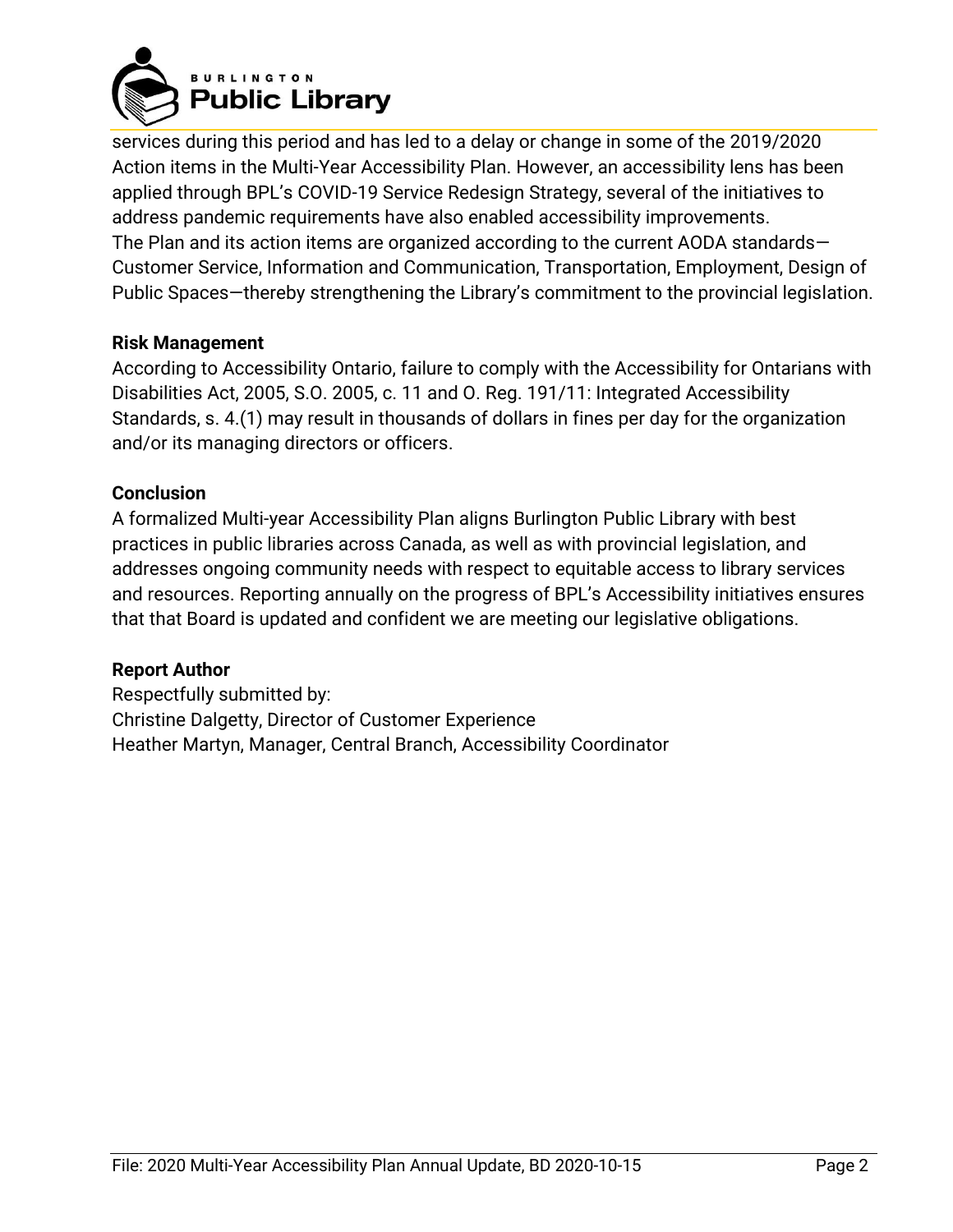services during this period and has led to a delay or change in some of the 2019/2020 Action items in the Multi-Year Accessibility Plan. However, an accessibility lens has been applied through BPL's COVID-19 Service Redesign Strategy, several of the initiatives to address pandemic requirements have also enabled accessibility improvements.
The Plan and its action items are organized according to the current AODA standards—Customer Service, Information and Communication, Transportation, Employment, Design of Public Spaces—thereby strengthening the Library's commitment to the provincial legislation.

**Risk Management**

According to Accessibility Ontario, failure to comply with the Accessibility for Ontarians with Disabilities Act, 2005, S.O. 2005, c. 11 and O. Reg. 191/11: Integrated Accessibility Standards, s. 4.(1) may result in thousands of dollars in fines per day for the organization and/or its managing directors or officers.

**Conclusion**

A formalized Multi-year Accessibility Plan aligns Burlington Public Library with best practices in public libraries across Canada, as well as with provincial legislation, and addresses ongoing community needs with respect to equitable access to library services and resources. Reporting annually on the progress of BPL's Accessibility initiatives ensures that that Board is updated and confident we are meeting our legislative obligations.

**Report Author**

Respectfully submitted by:
Christine Dalgetty, Director of Customer Experience
Heather Martyn, Manager, Central Branch, Accessibility Coordinator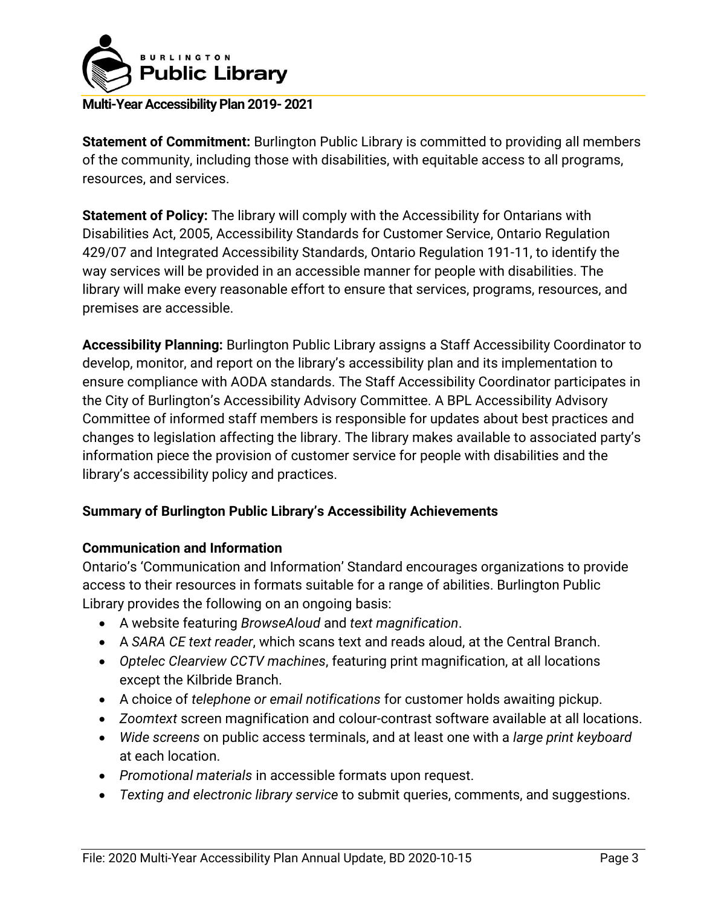**Multi-Year Accessibility Plan 2019- 2021**

**Statement of Commitment:** Burlington Public Library is committed to providing all members of the community, including those with disabilities, with equitable access to all programs, resources, and services.

**Statement of Policy:** The library will comply with the Accessibility for Ontarians with Disabilities Act, 2005, Accessibility Standards for Customer Service, Ontario Regulation 429/07 and Integrated Accessibility Standards, Ontario Regulation 191-11, to identify the way services will be provided in an accessible manner for people with disabilities. The library will make every reasonable effort to ensure that services, programs, resources, and premises are accessible.

**Accessibility Planning:** Burlington Public Library assigns a Staff Accessibility Coordinator to develop, monitor, and report on the library's accessibility plan and its implementation to ensure compliance with AODA standards. The Staff Accessibility Coordinator participates in the City of Burlington's Accessibility Advisory Committee. A BPL Accessibility Advisory Committee of informed staff members is responsible for updates about best practices and changes to legislation affecting the library. The library makes available to associated party's information piece the provision of customer service for people with disabilities and the library's accessibility policy and practices.

### Summary of Burlington Public Library's Accessibility Achievements

#### Communication and Information

Ontario's 'Communication and Information' Standard encourages organizations to provide access to their resources in formats suitable for a range of abilities. Burlington Public Library provides the following on an ongoing basis:

- A website featuring *BrowseAloud* and *text magnification*.
- A *SARA CE text reader*, which scans text and reads aloud, at the Central Branch.
- *Optelec Clearview CCTV machines*, featuring print magnification, at all locations except the Kilbride Branch.
- A choice of *telephone or email notifications* for customer holds awaiting pickup.
- *Zoomtext* screen magnification and colour-contrast software available at all locations.
- *Wide screens* on public access terminals, and at least one with a *large print keyboard* at each location.
- *Promotional materials* in accessible formats upon request.
- *Texting and electronic library service* to submit queries, comments, and suggestions.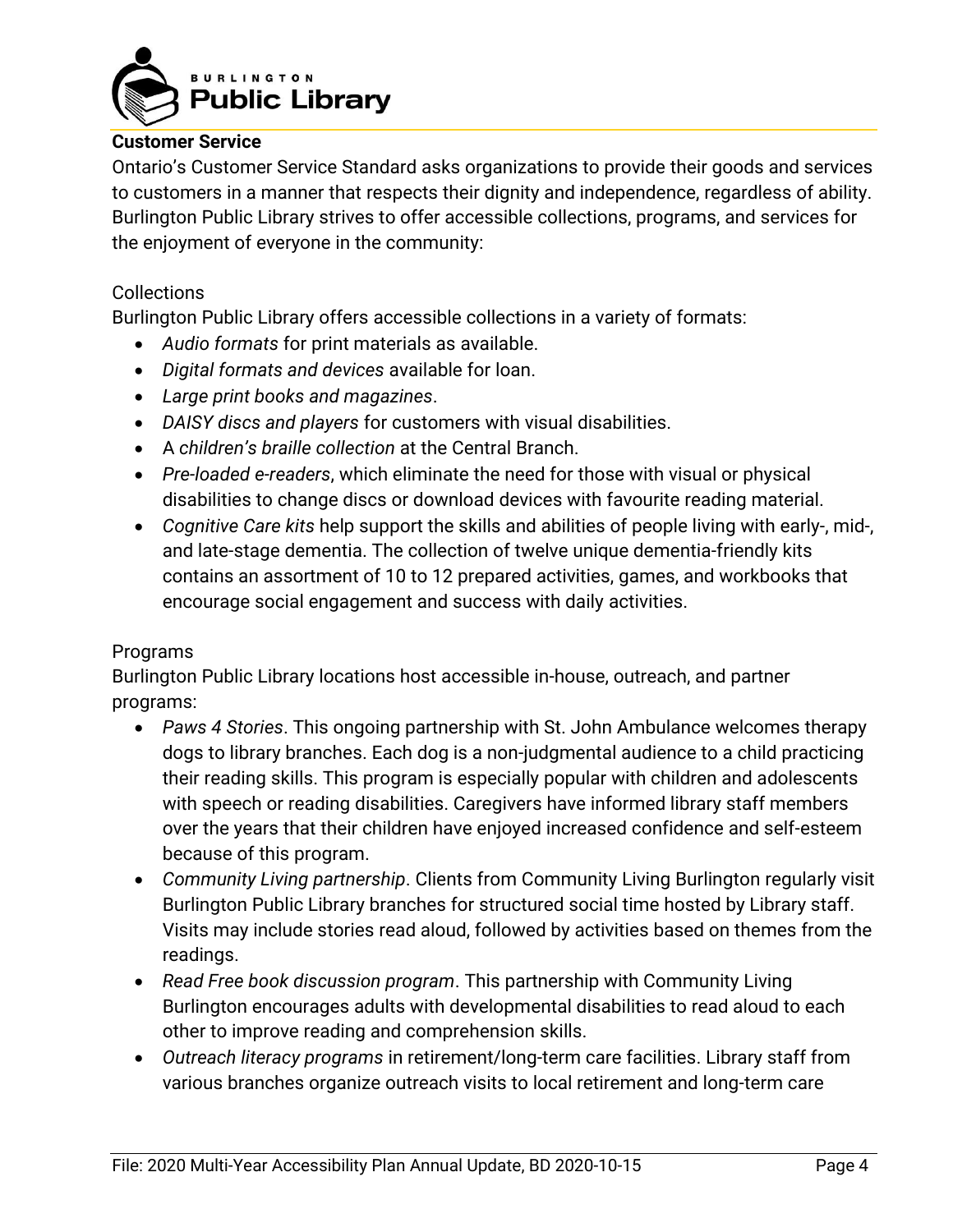**Customer Service**

Ontario's Customer Service Standard asks organizations to provide their goods and services to customers in a manner that respects their dignity and independence, regardless of ability. Burlington Public Library strives to offer accessible collections, programs, and services for the enjoyment of everyone in the community:

Collections

Burlington Public Library offers accessible collections in a variety of formats:

- *Audio formats* for print materials as available.
- *Digital formats and devices* available for loan.
- *Large print books and magazines*.
- *DAISY discs and players* for customers with visual disabilities.
- A *children's braille collection* at the Central Branch.
- *Pre-loaded e-readers*, which eliminate the need for those with visual or physical disabilities to change discs or download devices with favourite reading material.
- *Cognitive Care kits* help support the skills and abilities of people living with early-, mid-, and late-stage dementia. The collection of twelve unique dementia-friendly kits contains an assortment of 10 to 12 prepared activities, games, and workbooks that encourage social engagement and success with daily activities.

Programs

Burlington Public Library locations host accessible in-house, outreach, and partner programs:

- *Paws 4 Stories*. This ongoing partnership with St. John Ambulance welcomes therapy dogs to library branches. Each dog is a non-judgmental audience to a child practicing their reading skills. This program is especially popular with children and adolescents with speech or reading disabilities. Caregivers have informed library staff members over the years that their children have enjoyed increased confidence and self-esteem because of this program.
- *Community Living partnership*. Clients from Community Living Burlington regularly visit Burlington Public Library branches for structured social time hosted by Library staff. Visits may include stories read aloud, followed by activities based on themes from the readings.
- *Read Free book discussion program*. This partnership with Community Living Burlington encourages adults with developmental disabilities to read aloud to each other to improve reading and comprehension skills.
- *Outreach literacy programs* in retirement/long-term care facilities. Library staff from various branches organize outreach visits to local retirement and long-term care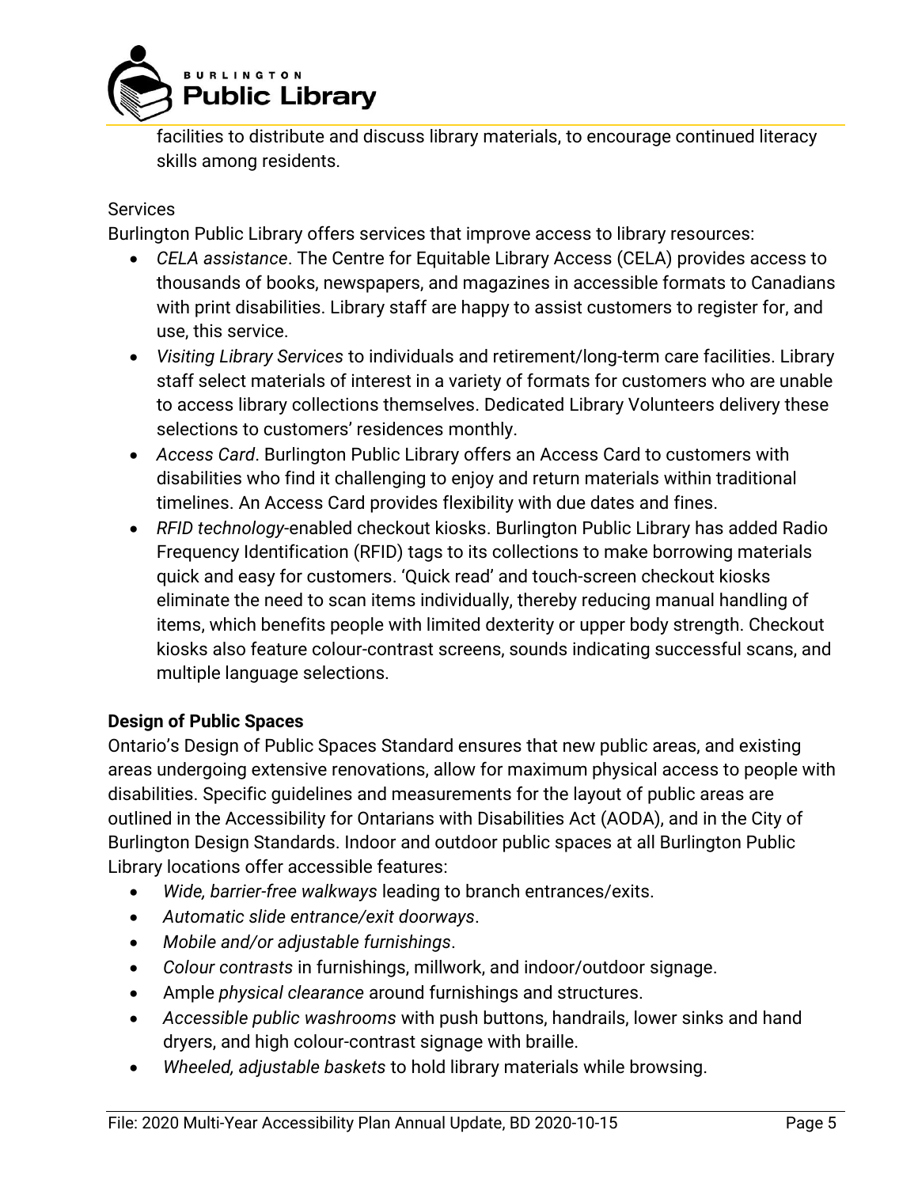facilities to distribute and discuss library materials, to encourage continued literacy skills among residents.

Services

Burlington Public Library offers services that improve access to library resources:

- *CELA assistance*. The Centre for Equitable Library Access (CELA) provides access to thousands of books, newspapers, and magazines in accessible formats to Canadians with print disabilities. Library staff are happy to assist customers to register for, and use, this service.
- *Visiting Library Services* to individuals and retirement/long-term care facilities. Library staff select materials of interest in a variety of formats for customers who are unable to access library collections themselves. Dedicated Library Volunteers delivery these selections to customers' residences monthly.
- *Access Card*. Burlington Public Library offers an Access Card to customers with disabilities who find it challenging to enjoy and return materials within traditional timelines. An Access Card provides flexibility with due dates and fines.
- *RFID technology*-enabled checkout kiosks. Burlington Public Library has added Radio Frequency Identification (RFID) tags to its collections to make borrowing materials quick and easy for customers. 'Quick read' and touch-screen checkout kiosks eliminate the need to scan items individually, thereby reducing manual handling of items, which benefits people with limited dexterity or upper body strength. Checkout kiosks also feature colour-contrast screens, sounds indicating successful scans, and multiple language selections.

**Design of Public Spaces**

Ontario's Design of Public Spaces Standard ensures that new public areas, and existing areas undergoing extensive renovations, allow for maximum physical access to people with disabilities. Specific guidelines and measurements for the layout of public areas are outlined in the Accessibility for Ontarians with Disabilities Act (AODA), and in the City of Burlington Design Standards. Indoor and outdoor public spaces at all Burlington Public Library locations offer accessible features:

- *Wide, barrier-free walkways* leading to branch entrances/exits.
- *Automatic slide entrance/exit doorways*.
- *Mobile and/or adjustable furnishings*.
- *Colour contrasts* in furnishings, millwork, and indoor/outdoor signage.
- Ample *physical clearance* around furnishings and structures.
- *Accessible public washrooms* with push buttons, handrails, lower sinks and hand dryers, and high colour-contrast signage with braille.
- *Wheeled, adjustable baskets* to hold library materials while browsing.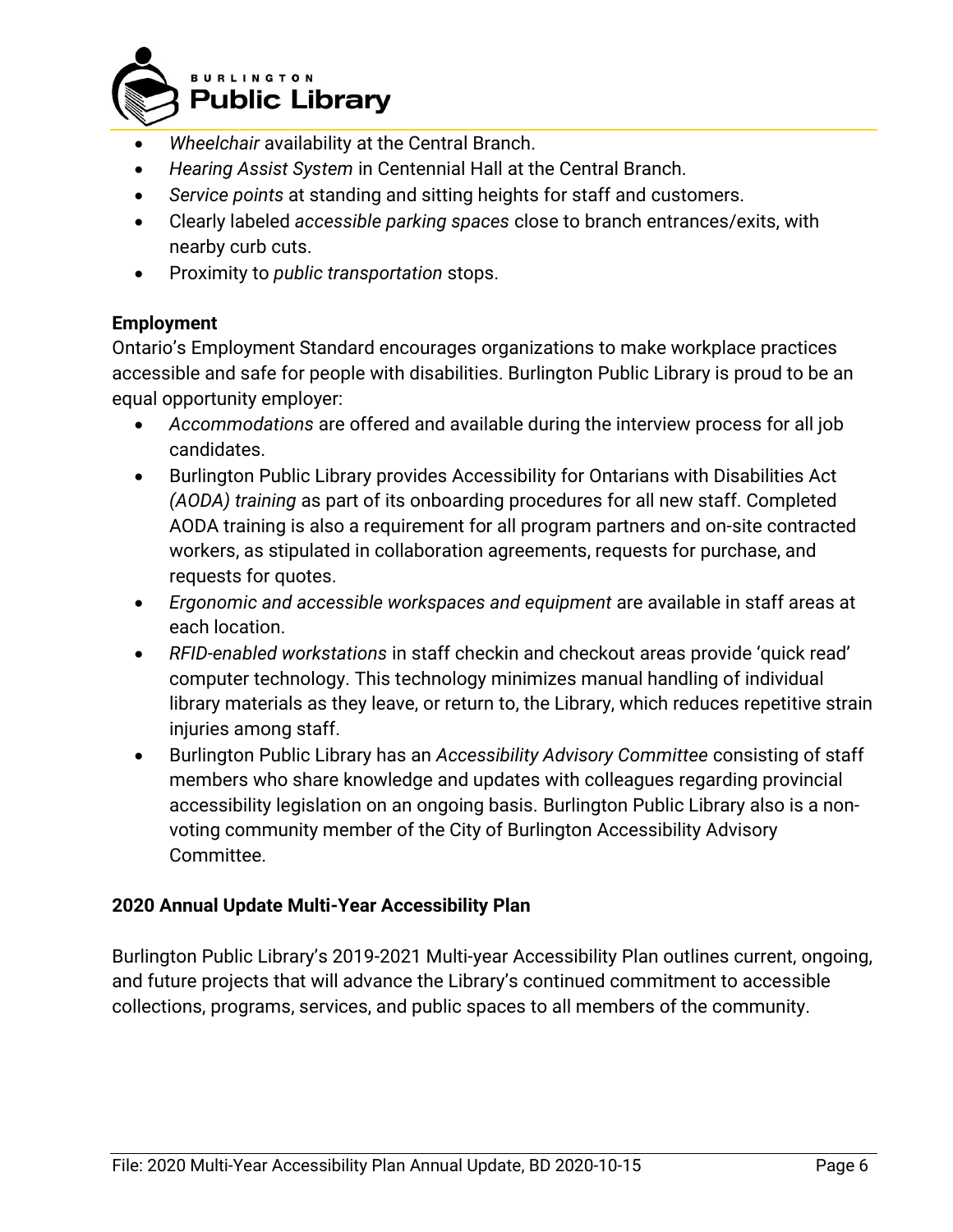- *Wheelchair* availability at the Central Branch.
- *Hearing Assist System* in Centennial Hall at the Central Branch.
- *Service points* at standing and sitting heights for staff and customers.
- Clearly labeled *accessible parking spaces* close to branch entrances/exits, with nearby curb cuts.
- Proximity to *public transportation* stops.

**Employment**

Ontario's Employment Standard encourages organizations to make workplace practices accessible and safe for people with disabilities. Burlington Public Library is proud to be an equal opportunity employer:

- *Accommodations* are offered and available during the interview process for all job candidates.
- Burlington Public Library provides Accessibility for Ontarians with Disabilities Act *(AODA) training* as part of its onboarding procedures for all new staff. Completed AODA training is also a requirement for all program partners and on-site contracted workers, as stipulated in collaboration agreements, requests for purchase, and requests for quotes.
- *Ergonomic and accessible workspaces and equipment* are available in staff areas at each location.
- *RFID-enabled workstations* in staff checkin and checkout areas provide 'quick read' computer technology. This technology minimizes manual handling of individual library materials as they leave, or return to, the Library, which reduces repetitive strain injuries among staff.
- Burlington Public Library has an *Accessibility Advisory Committee* consisting of staff members who share knowledge and updates with colleagues regarding provincial accessibility legislation on an ongoing basis. Burlington Public Library also is a non-voting community member of the City of Burlington Accessibility Advisory Committee.

**2020 Annual Update Multi-Year Accessibility Plan**

Burlington Public Library's 2019-2021 Multi-year Accessibility Plan outlines current, ongoing, and future projects that will advance the Library's continued commitment to accessible collections, programs, services, and public spaces to all members of the community.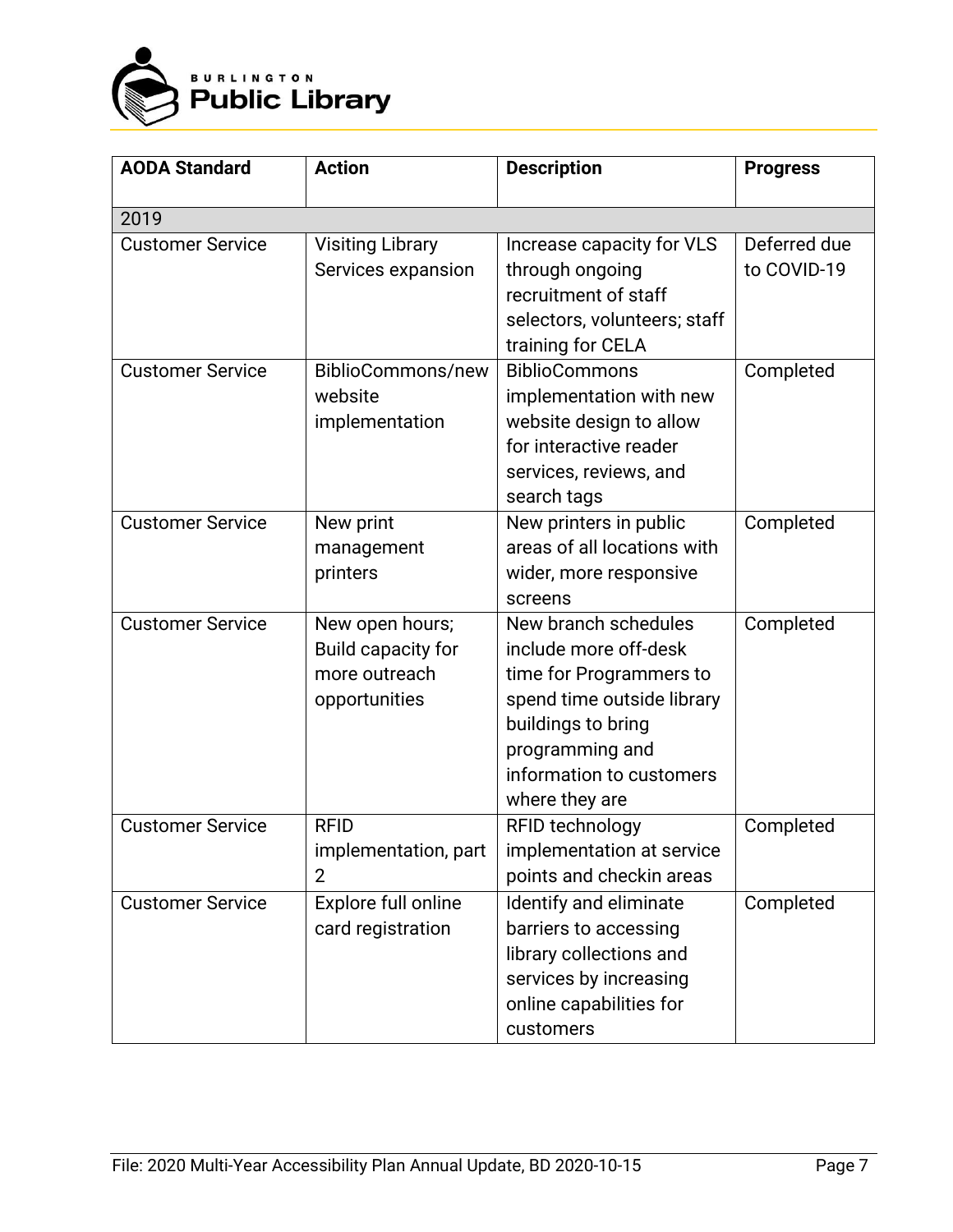| AODA Standard | Action | Description | Progress |
|---|---|---|---|
| 2019 | | | |
| Customer Service | Visiting Library Services expansion | Increase capacity for VLS through ongoing recruitment of staff selectors, volunteers; staff training for CELA | Deferred due to COVID-19 |
| Customer Service | BiblioCommons/new website implementation | BiblioCommons implementation with new website design to allow for interactive reader services, reviews, and search tags | Completed |
| Customer Service | New print management printers | New printers in public areas of all locations with wider, more responsive screens | Completed |
| Customer Service | New open hours; Build capacity for more outreach opportunities | New branch schedules include more off-desk time for Programmers to spend time outside library buildings to bring programming and information to customers where they are | Completed |
| Customer Service | RFID implementation, part 2 | RFID technology implementation at service points and checkin areas | Completed |
| Customer Service | Explore full online card registration | Identify and eliminate barriers to accessing library collections and services by increasing online capabilities for customers | Completed |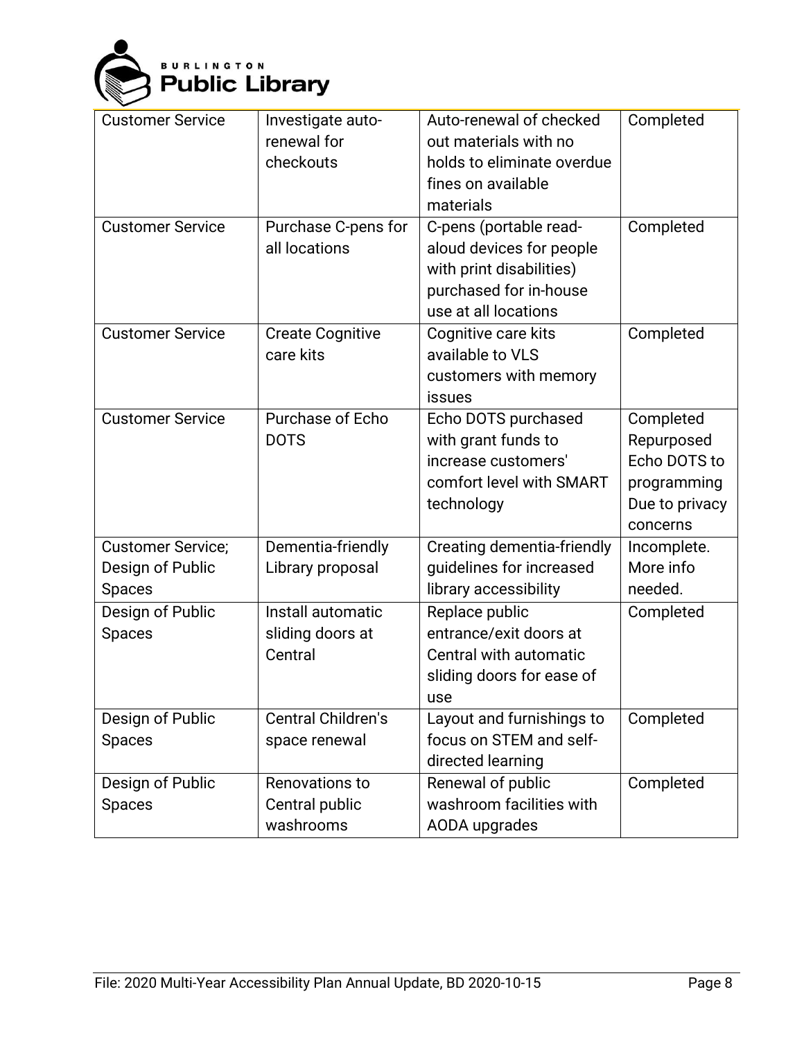| | | | |
|---|---|---|---|
| Customer Service | Investigate auto-renewal for checkouts | Auto-renewal of checked out materials with no holds to eliminate overdue fines on available materials | Completed |
| Customer Service | Purchase C-pens for all locations | C-pens (portable read-aloud devices for people with print disabilities) purchased for in-house use at all locations | Completed |
| Customer Service | Create Cognitive care kits | Cognitive care kits available to VLS customers with memory issues | Completed |
| Customer Service | Purchase of Echo DOTS | Echo DOTS purchased with grant funds to increase customers' comfort level with SMART technology | Completed Repurposed Echo DOTS to programming Due to privacy concerns |
| Customer Service; Design of Public Spaces | Dementia-friendly Library proposal | Creating dementia-friendly guidelines for increased library accessibility | Incomplete. More info needed. |
| Design of Public Spaces | Install automatic sliding doors at Central | Replace public entrance/exit doors at Central with automatic sliding doors for ease of use | Completed |
| Design of Public Spaces | Central Children's space renewal | Layout and furnishings to focus on STEM and self-directed learning | Completed |
| Design of Public Spaces | Renovations to Central public washrooms | Renewal of public washroom facilities with AODA upgrades | Completed |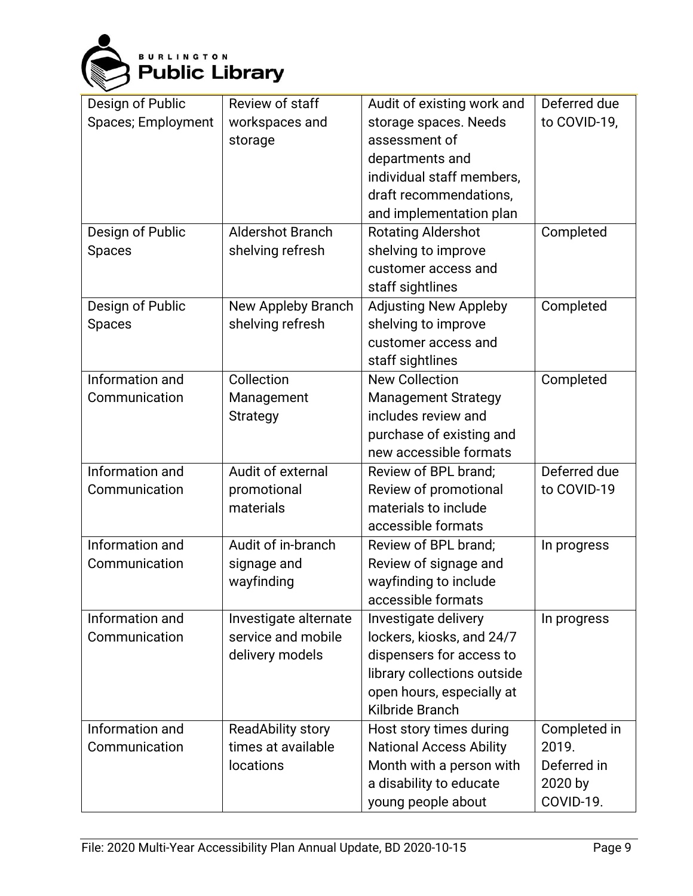| Design of Public Spaces; Employment | Review of staff workspaces and storage | Audit of existing work and storage spaces. Needs assessment of departments and individual staff members, draft recommendations, and implementation plan | Deferred due to COVID-19, |
|---|---|---|---|
| Design of Public Spaces | Aldershot Branch shelving refresh | Rotating Aldershot shelving to improve customer access and staff sightlines | Completed |
| Design of Public Spaces | New Appleby Branch shelving refresh | Adjusting New Appleby shelving to improve customer access and staff sightlines | Completed |
| Information and Communication | Collection Management Strategy | New Collection Management Strategy includes review and purchase of existing and new accessible formats | Completed |
| Information and Communication | Audit of external promotional materials | Review of BPL brand; Review of promotional materials to include accessible formats | Deferred due to COVID-19 |
| Information and Communication | Audit of in-branch signage and wayfinding | Review of BPL brand; Review of signage and wayfinding to include accessible formats | In progress |
| Information and Communication | Investigate alternate service and mobile delivery models | Investigate delivery lockers, kiosks, and 24/7 dispensers for access to library collections outside open hours, especially at Kilbride Branch | In progress |
| Information and Communication | ReadAbility story times at available locations | Host story times during National Access Ability Month with a person with a disability to educate young people about | Completed in 2019. Deferred in 2020 by COVID-19. |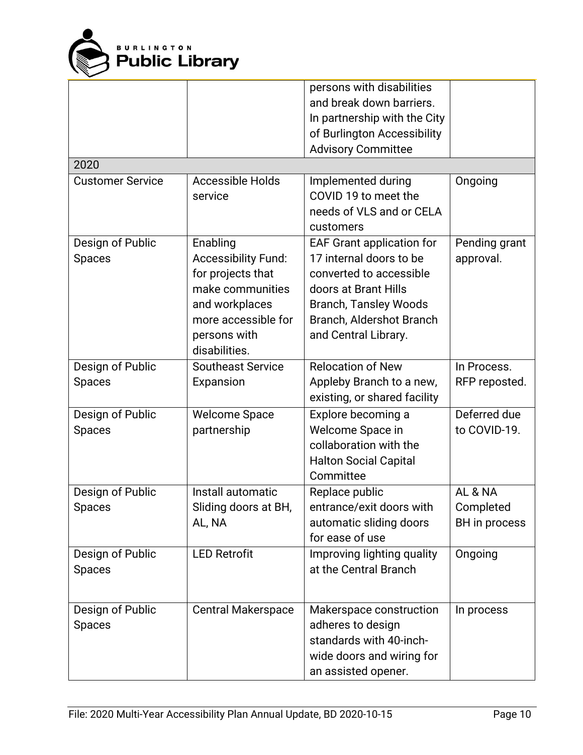|  |  | persons with disabilities and break down barriers. In partnership with the City of Burlington Accessibility Advisory Committee |  |
|---|---|---|---|
| 2020 |  |  |  |
| Customer Service | Accessible Holds service | Implemented during COVID 19 to meet the needs of VLS and or CELA customers | Ongoing |
| Design of Public Spaces | Enabling Accessibility Fund: for projects that make communities and workplaces more accessible for persons with disabilities. | EAF Grant application for 17 internal doors to be converted to accessible doors at Brant Hills Branch, Tansley Woods Branch, Aldershot Branch and Central Library. | Pending grant approval. |
| Design of Public Spaces | Southeast Service Expansion | Relocation of New Appleby Branch to a new, existing, or shared facility | In Process. RFP reposted. |
| Design of Public Spaces | Welcome Space partnership | Explore becoming a Welcome Space in collaboration with the Halton Social Capital Committee | Deferred due to COVID-19. |
| Design of Public Spaces | Install automatic Sliding doors at BH, AL, NA | Replace public entrance/exit doors with automatic sliding doors for ease of use | AL & NA Completed BH in process |
| Design of Public Spaces | LED Retrofit | Improving lighting quality at the Central Branch | Ongoing |
| Design of Public Spaces | Central Makerspace | Makerspace construction adheres to design standards with 40-inch-wide doors and wiring for an assisted opener. | In process |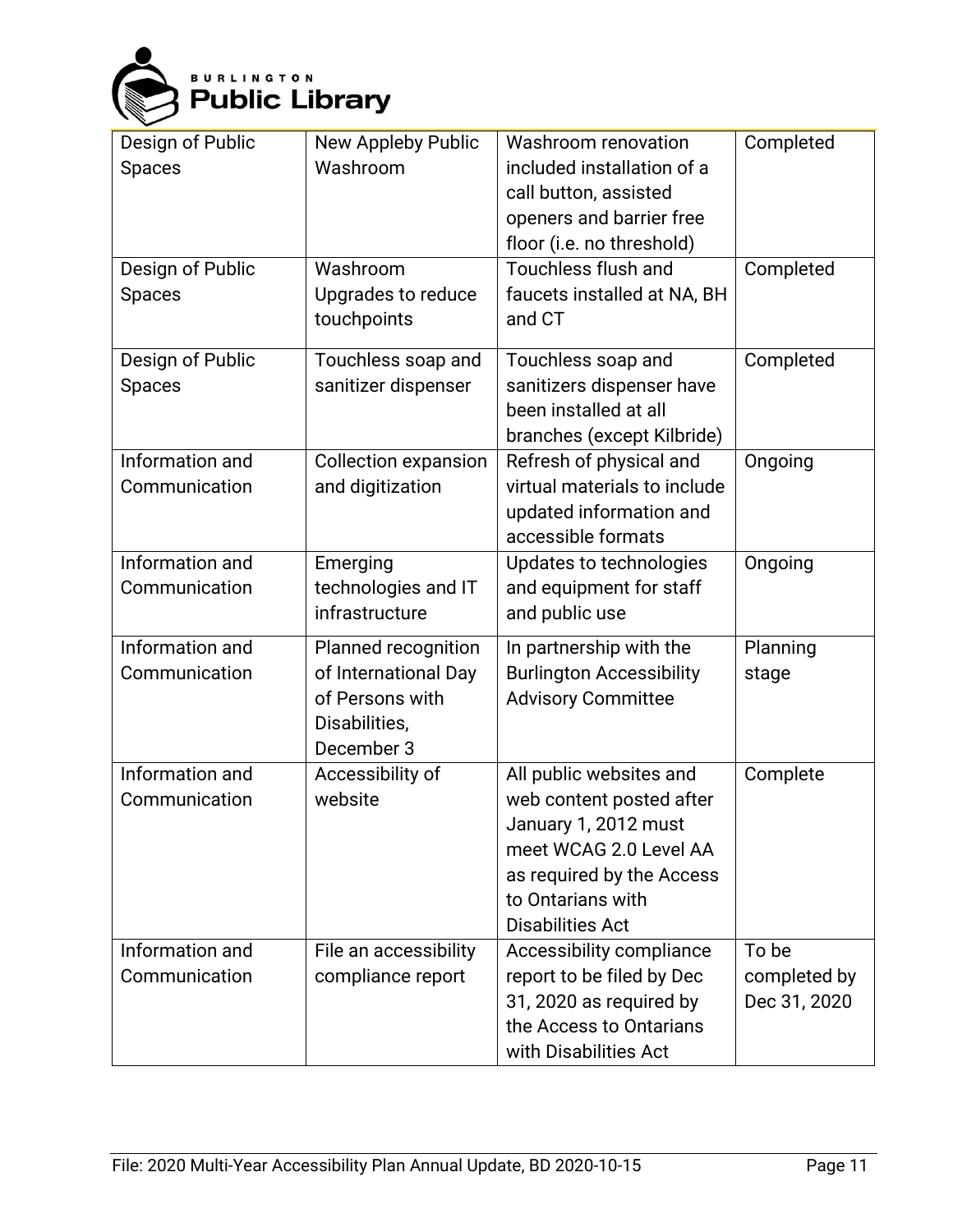| Design of Public Spaces | New Appleby Public Washroom | Washroom renovation included installation of a call button, assisted openers and barrier free floor (i.e. no threshold) | Completed |
|---|---|---|---|
| Design of Public Spaces | Washroom Upgrades to reduce touchpoints | Touchless flush and faucets installed at NA, BH and CT | Completed |
| Design of Public Spaces | Touchless soap and sanitizer dispenser | Touchless soap and sanitizers dispenser have been installed at all branches (except Kilbride) | Completed |
| Information and Communication | Collection expansion and digitization | Refresh of physical and virtual materials to include updated information and accessible formats | Ongoing |
| Information and Communication | Emerging technologies and IT infrastructure | Updates to technologies and equipment for staff and public use | Ongoing |
| Information and Communication | Planned recognition of International Day of Persons with Disabilities, December 3 | In partnership with the Burlington Accessibility Advisory Committee | Planning stage |
| Information and Communication | Accessibility of website | All public websites and web content posted after January 1, 2012 must meet WCAG 2.0 Level AA as required by the Access to Ontarians with Disabilities Act | Complete |
| Information and Communication | File an accessibility compliance report | Accessibility compliance report to be filed by Dec 31, 2020 as required by the Access to Ontarians with Disabilities Act | To be completed by Dec 31, 2020 |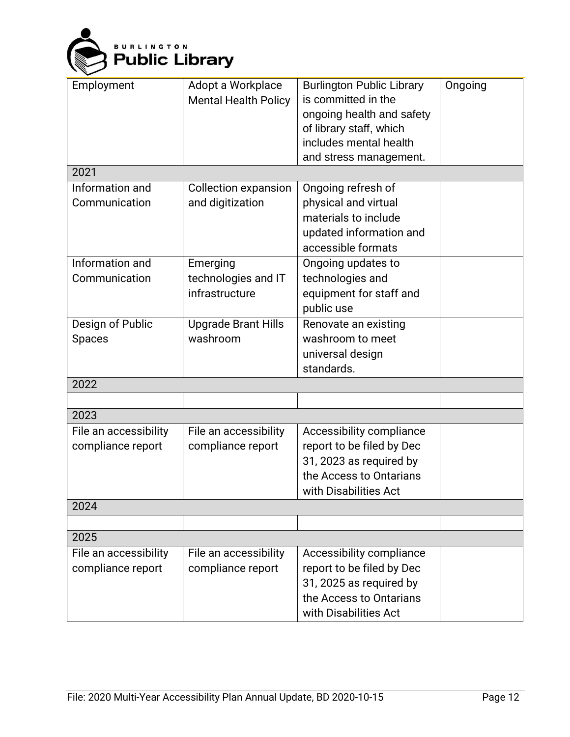| | | | |
|---|---|---|---|
| Employment | Adopt a Workplace Mental Health Policy | Burlington Public Library is committed in the ongoing health and safety of library staff, which includes mental health and stress management. | Ongoing |
| 2021 | | | |
| Information and Communication | Collection expansion and digitization | Ongoing refresh of physical and virtual materials to include updated information and accessible formats | |
| Information and Communication | Emerging technologies and IT infrastructure | Ongoing updates to technologies and equipment for staff and public use | |
| Design of Public Spaces | Upgrade Brant Hills washroom | Renovate an existing washroom to meet universal design standards. | |
| 2022 | | | |
| | | | |
| 2023 | | | |
| File an accessibility compliance report | File an accessibility compliance report | Accessibility compliance report to be filed by Dec 31, 2023 as required by the Access to Ontarians with Disabilities Act | |
| 2024 | | | |
| | | | |
| 2025 | | | |
| File an accessibility compliance report | File an accessibility compliance report | Accessibility compliance report to be filed by Dec 31, 2025 as required by the Access to Ontarians with Disabilities Act | |